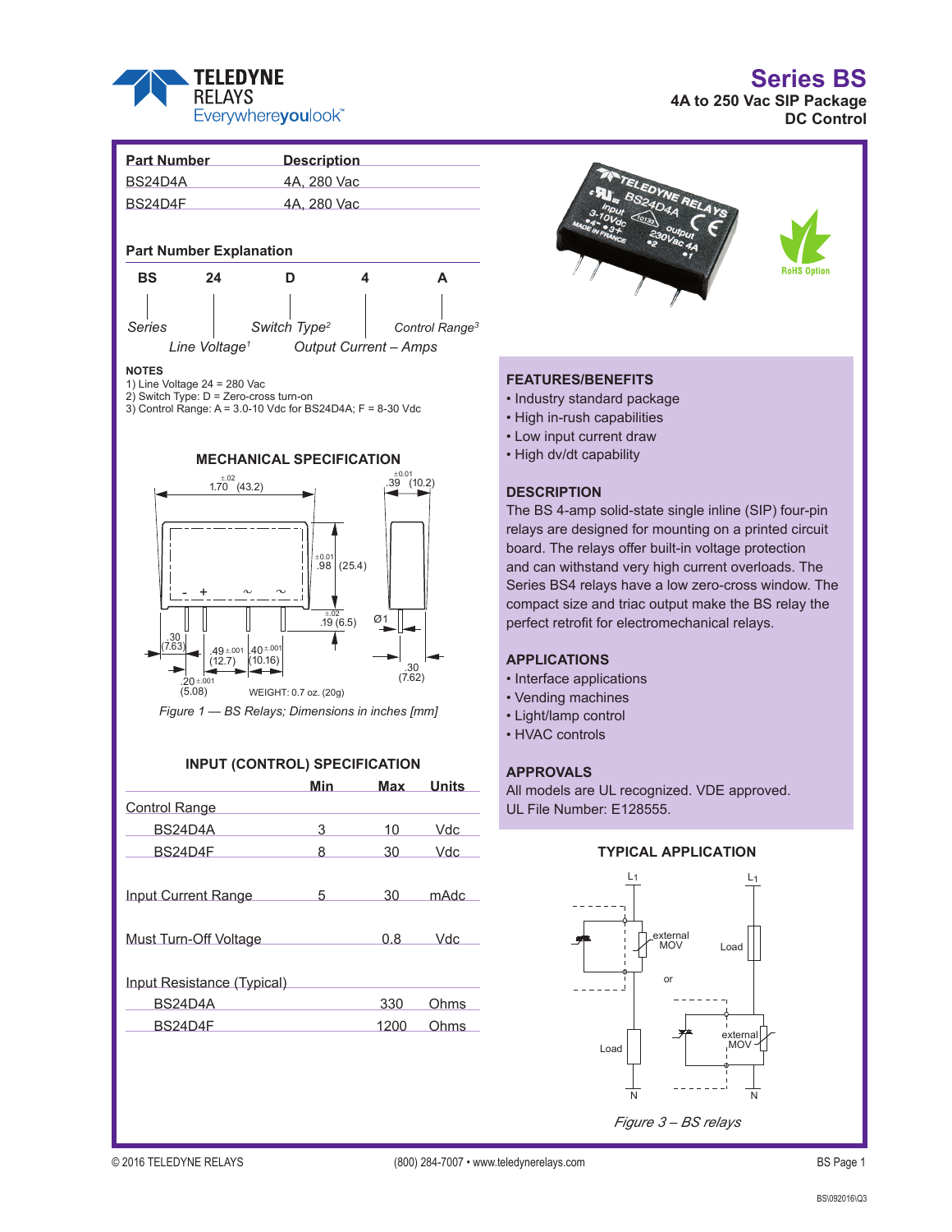# Series BS

**4A to 250 Vac SIP Package**
**DC Control**

| Part Number | Description |
|---|---|
| BS24D4A | 4A, 280 Vac |
| BS24D4F | 4A, 280 Vac |

## Part Number Explanation

| BS | 24 | D | 4 | A |
|---|---|---|---|---|
| Series | Line Voltage[1] | Switch Type[2] | Output Current – Amps | Control Range[3] |

**NOTES**
1) Line Voltage 24 = 280 Vac
2) Switch Type: D = Zero-cross turn-on
3) Control Range: A = 3.0-10 Vdc for BS24D4A; F = 8-30 Vdc

## MECHANICAL SPECIFICATION

WEIGHT: 0.7 oz. (20g)

*Figure 1 — BS Relays; Dimensions in inches [mm]*

## INPUT (CONTROL) SPECIFICATION

| | Min | Max | Units |
|---|---|---|---|
| Control Range | | | |
| BS24D4A | 3 | 10 | Vdc |
| BS24D4F | 8 | 30 | Vdc |
| Input Current Range | 5 | 30 | mAdc |
| Must Turn-Off Voltage | | 0.8 | Vdc |
| Input Resistance (Typical) | | | |
| BS24D4A | | 330 | Ohms |
| BS24D4F | | 1200 | Ohms |

## FEATURES/BENEFITS

- Industry standard package
- High in-rush capabilities
- Low input current draw
- High dv/dt capability

## DESCRIPTION

The BS 4-amp solid-state single inline (SIP) four-pin relays are designed for mounting on a printed circuit board. The relays offer built-in voltage protection and can withstand very high current overloads. The Series BS4 relays have a low zero-cross window. The compact size and triac output make the BS relay the perfect retrofit for electromechanical relays.

## APPLICATIONS

- Interface applications
- Vending machines
- Light/lamp control
- HVAC controls

## APPROVALS

All models are UL recognized. VDE approved.
UL File Number: E128555.

## TYPICAL APPLICATION

*Figure 3 – BS relays*

© 2016 TELEDYNE RELAYS (800) 284-7007 • www.teledynerelays.com

BS\092016\Q3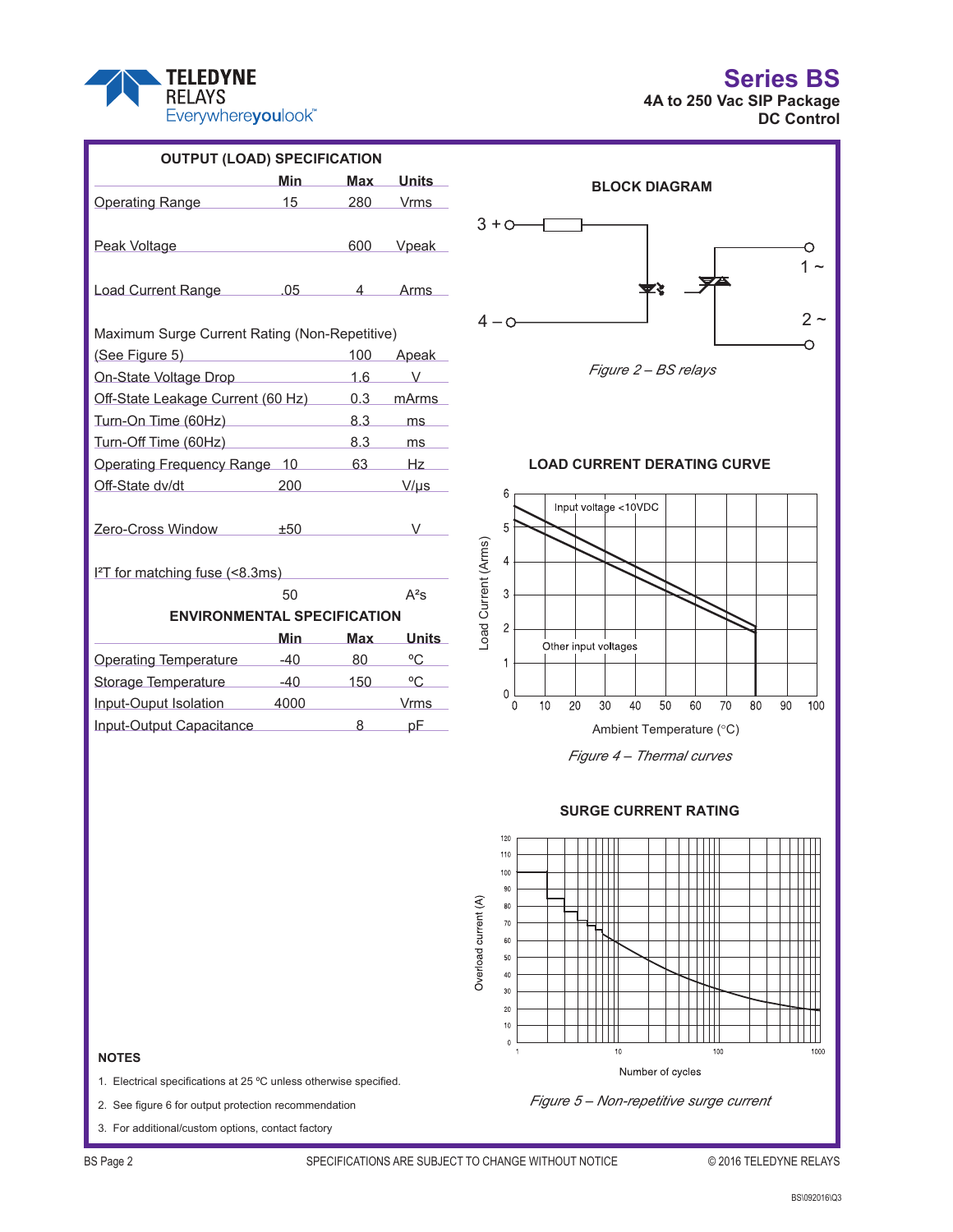## OUTPUT (LOAD) SPECIFICATION

| | Min | Max | Units |
|---|---|---|---|
| Operating Range | 15 | 280 | Vrms |
| Peak Voltage | | 600 | Vpeak |
| Load Current Range | .05 | 4 | Arms |
| Maximum Surge Current Rating (Non-Repetitive) (See Figure 5) | | 100 | Apeak |
| On-State Voltage Drop | | 1.6 | V |
| Off-State Leakage Current (60 Hz) | | 0.3 | mArms |
| Turn-On Time (60Hz) | | 8.3 | ms |
| Turn-Off Time (60Hz) | | 8.3 | ms |
| Operating Frequency Range | 10 | 63 | Hz |
| Off-State dv/dt | 200 | | V/µs |
| Zero-Cross Window | ±50 | | V |
| $I^2T$ for matching fuse (<8.3ms) | 50 | | $A^2s$ |

## ENVIRONMENTAL SPECIFICATION

| | Min | Max | Units |
|---|---|---|---|
| Operating Temperature | -40 | 80 | ºC |
| Storage Temperature | -40 | 150 | ºC |
| Input-Ouput Isolation | 4000 | | Vrms |
| Input-Output Capacitance | | 8 | pF |

## BLOCK DIAGRAM

3 +
4 –
1 ~
2 ~

*Figure 2 – BS relays*

## LOAD CURRENT DERATING CURVE

Input voltage <10VDC
Other input voltages
Load Current (Arms)
Ambient Temperature (°C)
0 10 20 30 40 50 60 70 80 90 100

*Figure 4 – Thermal curves*

## SURGE CURRENT RATING

Overload current (A)
Number of cycles
1 10 100 1000

*Figure 5 – Non-repetitive surge current*

## NOTES

1. Electrical specifications at 25 ºC unless otherwise specified.
2. See figure 6 for output protection recommendation
3. For additional/custom options, contact factory